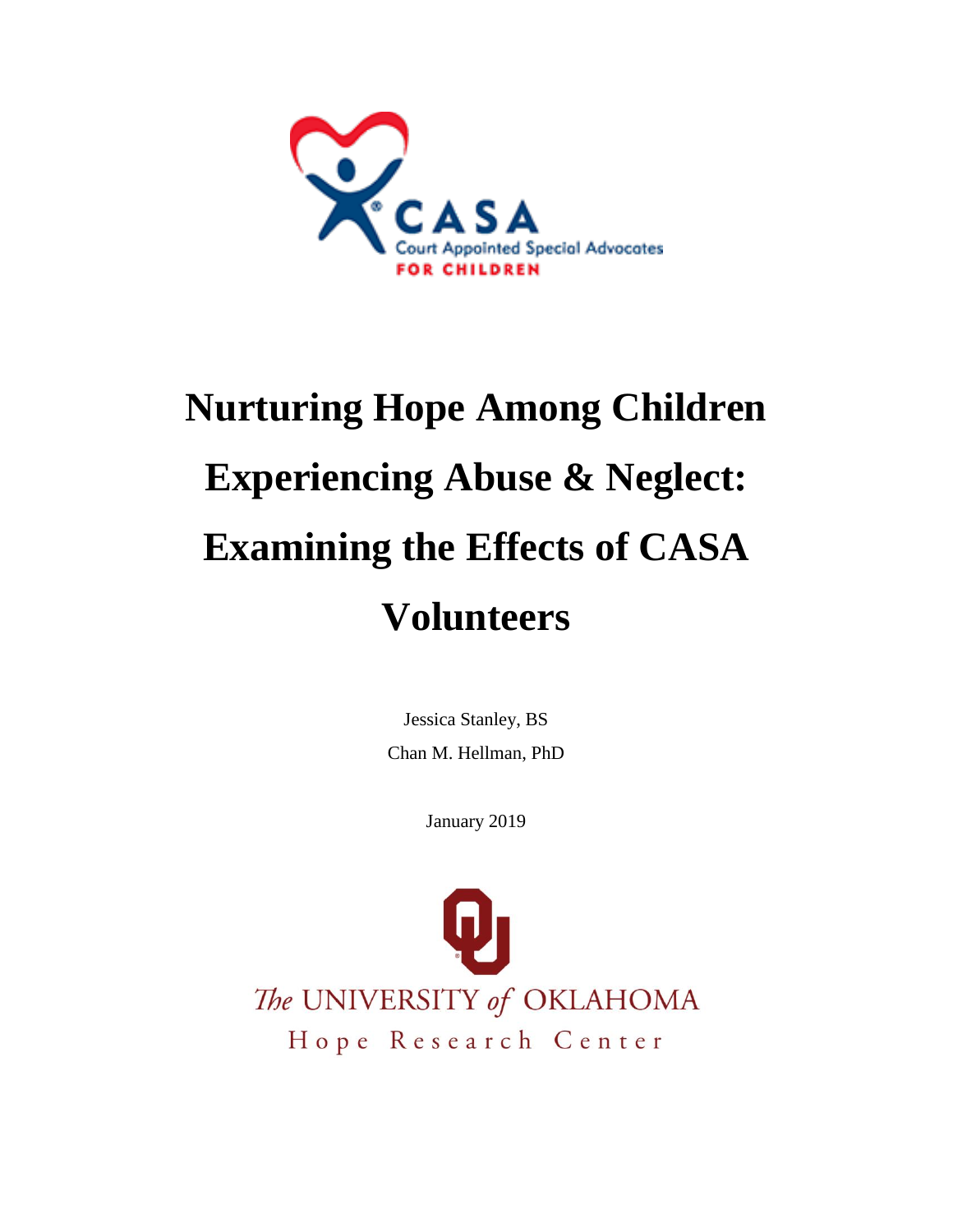CASA
Court Appointed Special Advocates
FOR CHILDREN

# Nurturing Hope Among Children Experiencing Abuse & Neglect: Examining the Effects of CASA Volunteers

Jessica Stanley, BS

Chan M. Hellman, PhD

January 2019

The UNIVERSITY of OKLAHOMA

Hope Research Center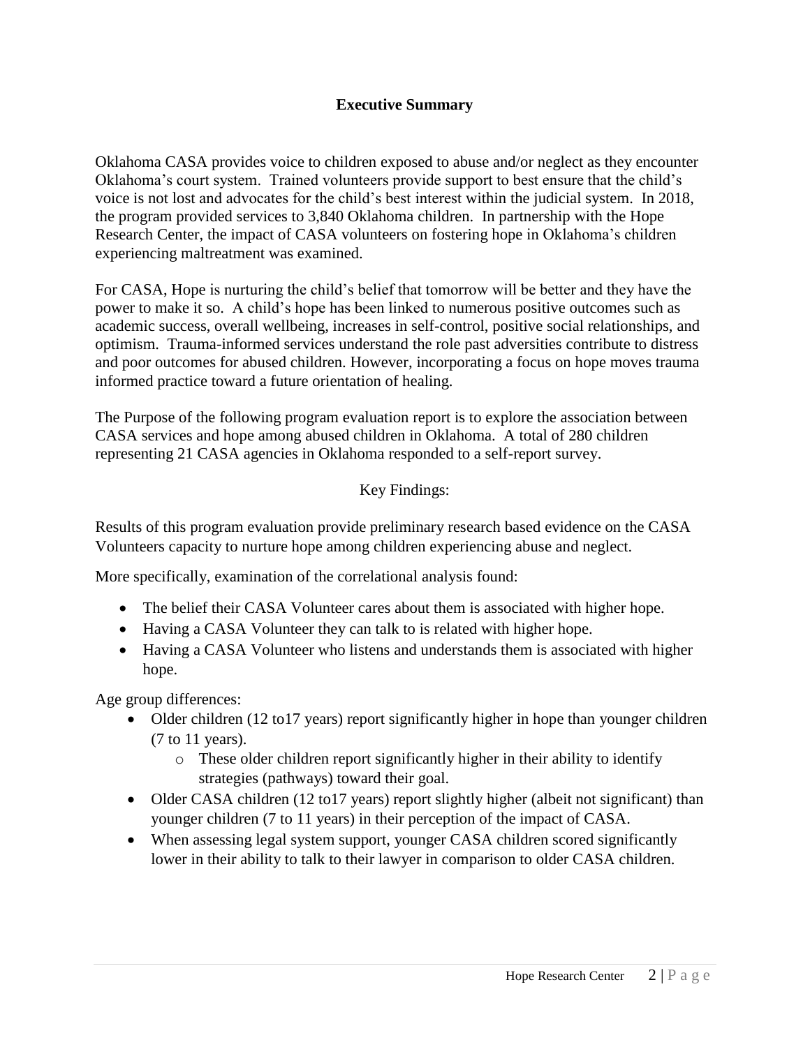## Executive Summary

Oklahoma CASA provides voice to children exposed to abuse and/or neglect as they encounter Oklahoma's court system. Trained volunteers provide support to best ensure that the child's voice is not lost and advocates for the child's best interest within the judicial system. In 2018, the program provided services to 3,840 Oklahoma children. In partnership with the Hope Research Center, the impact of CASA volunteers on fostering hope in Oklahoma's children experiencing maltreatment was examined.

For CASA, Hope is nurturing the child's belief that tomorrow will be better and they have the power to make it so. A child's hope has been linked to numerous positive outcomes such as academic success, overall wellbeing, increases in self-control, positive social relationships, and optimism. Trauma-informed services understand the role past adversities contribute to distress and poor outcomes for abused children. However, incorporating a focus on hope moves trauma informed practice toward a future orientation of healing.

The Purpose of the following program evaluation report is to explore the association between CASA services and hope among abused children in Oklahoma. A total of 280 children representing 21 CASA agencies in Oklahoma responded to a self-report survey.

Key Findings:

Results of this program evaluation provide preliminary research based evidence on the CASA Volunteers capacity to nurture hope among children experiencing abuse and neglect.

More specifically, examination of the correlational analysis found:

- The belief their CASA Volunteer cares about them is associated with higher hope.
- Having a CASA Volunteer they can talk to is related with higher hope.
- Having a CASA Volunteer who listens and understands them is associated with higher hope.

Age group differences:

- Older children (12 to17 years) report significantly higher in hope than younger children (7 to 11 years).
  - These older children report significantly higher in their ability to identify strategies (pathways) toward their goal.
- Older CASA children (12 to17 years) report slightly higher (albeit not significant) than younger children (7 to 11 years) in their perception of the impact of CASA.
- When assessing legal system support, younger CASA children scored significantly lower in their ability to talk to their lawyer in comparison to older CASA children.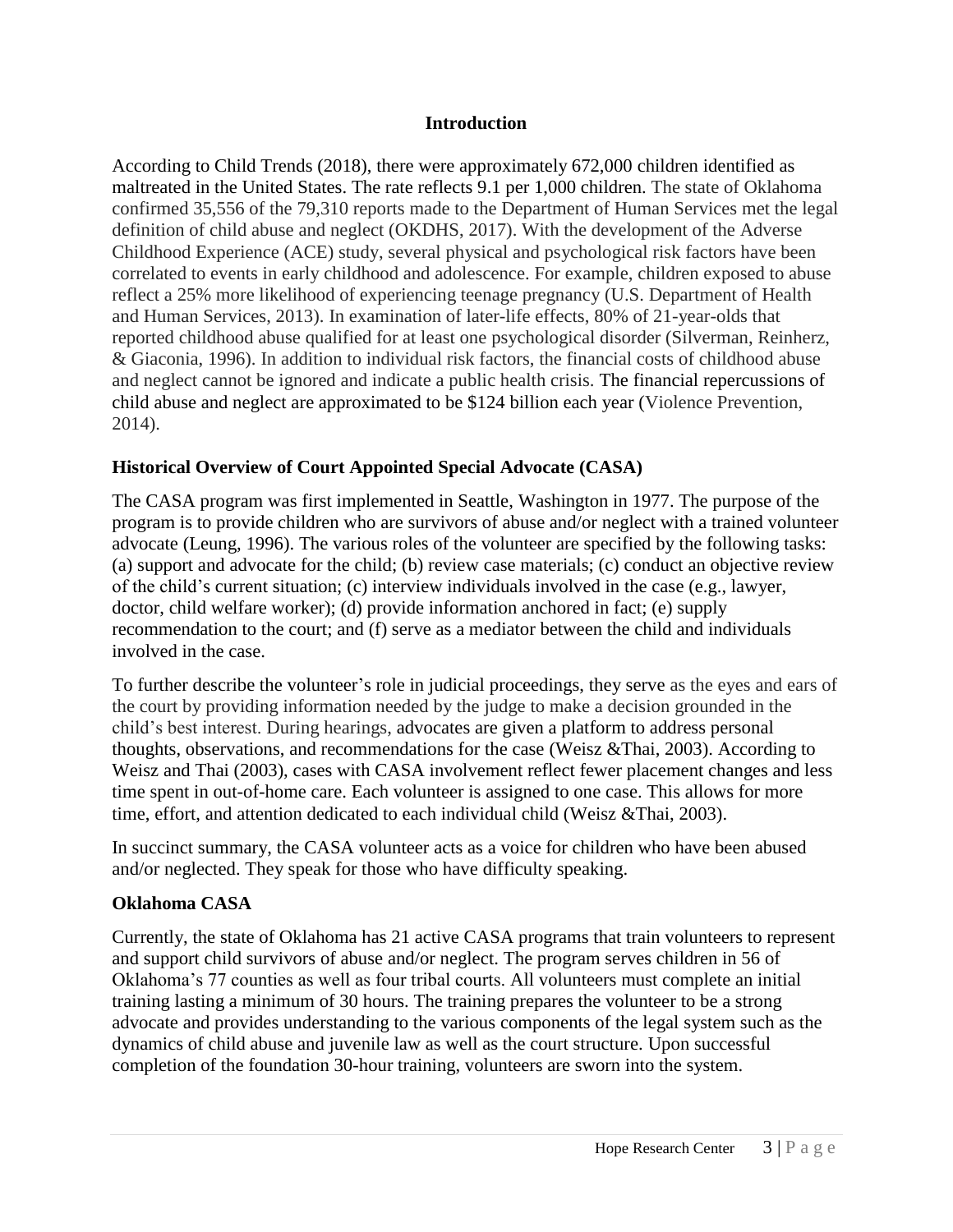## Introduction

According to Child Trends (2018), there were approximately 672,000 children identified as maltreated in the United States. The rate reflects 9.1 per 1,000 children. The state of Oklahoma confirmed 35,556 of the 79,310 reports made to the Department of Human Services met the legal definition of child abuse and neglect (OKDHS, 2017). With the development of the Adverse Childhood Experience (ACE) study, several physical and psychological risk factors have been correlated to events in early childhood and adolescence. For example, children exposed to abuse reflect a 25% more likelihood of experiencing teenage pregnancy (U.S. Department of Health and Human Services, 2013). In examination of later-life effects, 80% of 21-year-olds that reported childhood abuse qualified for at least one psychological disorder (Silverman, Reinherz, & Giaconia, 1996). In addition to individual risk factors, the financial costs of childhood abuse and neglect cannot be ignored and indicate a public health crisis. The financial repercussions of child abuse and neglect are approximated to be $124 billion each year (Violence Prevention, 2014).

### Historical Overview of Court Appointed Special Advocate (CASA)

The CASA program was first implemented in Seattle, Washington in 1977. The purpose of the program is to provide children who are survivors of abuse and/or neglect with a trained volunteer advocate (Leung, 1996). The various roles of the volunteer are specified by the following tasks: (a) support and advocate for the child; (b) review case materials; (c) conduct an objective review of the child's current situation; (c) interview individuals involved in the case (e.g., lawyer, doctor, child welfare worker); (d) provide information anchored in fact; (e) supply recommendation to the court; and (f) serve as a mediator between the child and individuals involved in the case.

To further describe the volunteer's role in judicial proceedings, they serve as the eyes and ears of the court by providing information needed by the judge to make a decision grounded in the child's best interest. During hearings, advocates are given a platform to address personal thoughts, observations, and recommendations for the case (Weisz &Thai, 2003). According to Weisz and Thai (2003), cases with CASA involvement reflect fewer placement changes and less time spent in out-of-home care. Each volunteer is assigned to one case. This allows for more time, effort, and attention dedicated to each individual child (Weisz &Thai, 2003).

In succinct summary, the CASA volunteer acts as a voice for children who have been abused and/or neglected. They speak for those who have difficulty speaking.

### Oklahoma CASA

Currently, the state of Oklahoma has 21 active CASA programs that train volunteers to represent and support child survivors of abuse and/or neglect. The program serves children in 56 of Oklahoma's 77 counties as well as four tribal courts. All volunteers must complete an initial training lasting a minimum of 30 hours. The training prepares the volunteer to be a strong advocate and provides understanding to the various components of the legal system such as the dynamics of child abuse and juvenile law as well as the court structure. Upon successful completion of the foundation 30-hour training, volunteers are sworn into the system.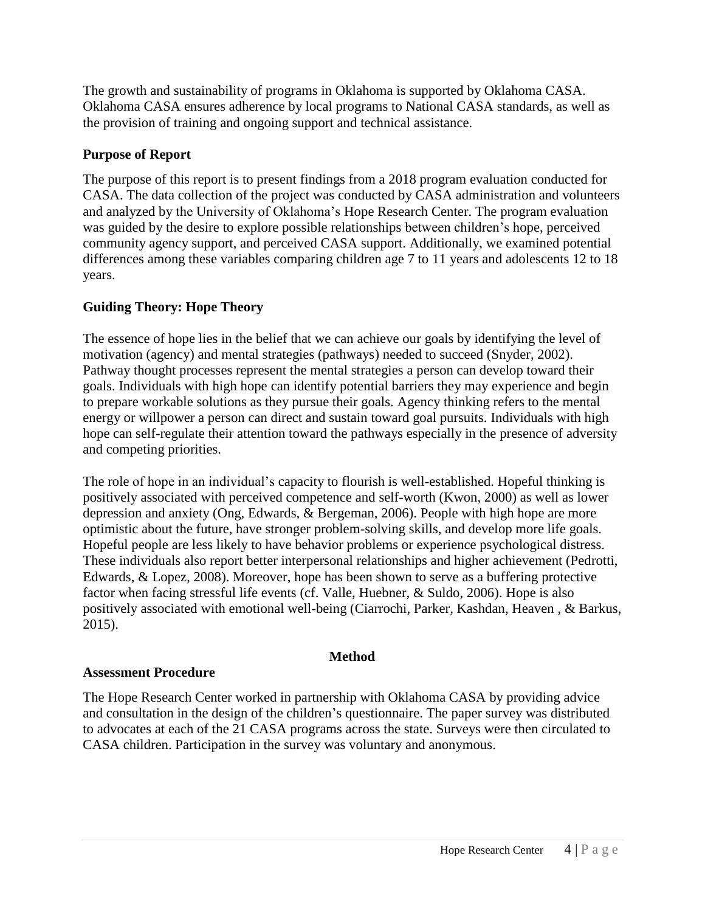The growth and sustainability of programs in Oklahoma is supported by Oklahoma CASA. Oklahoma CASA ensures adherence by local programs to National CASA standards, as well as the provision of training and ongoing support and technical assistance.

## Purpose of Report

The purpose of this report is to present findings from a 2018 program evaluation conducted for CASA. The data collection of the project was conducted by CASA administration and volunteers and analyzed by the University of Oklahoma's Hope Research Center. The program evaluation was guided by the desire to explore possible relationships between children's hope, perceived community agency support, and perceived CASA support. Additionally, we examined potential differences among these variables comparing children age 7 to 11 years and adolescents 12 to 18 years.

## Guiding Theory: Hope Theory

The essence of hope lies in the belief that we can achieve our goals by identifying the level of motivation (agency) and mental strategies (pathways) needed to succeed (Snyder, 2002). Pathway thought processes represent the mental strategies a person can develop toward their goals. Individuals with high hope can identify potential barriers they may experience and begin to prepare workable solutions as they pursue their goals. Agency thinking refers to the mental energy or willpower a person can direct and sustain toward goal pursuits. Individuals with high hope can self-regulate their attention toward the pathways especially in the presence of adversity and competing priorities.

The role of hope in an individual's capacity to flourish is well-established. Hopeful thinking is positively associated with perceived competence and self-worth (Kwon, 2000) as well as lower depression and anxiety (Ong, Edwards, & Bergeman, 2006). People with high hope are more optimistic about the future, have stronger problem-solving skills, and develop more life goals. Hopeful people are less likely to have behavior problems or experience psychological distress. These individuals also report better interpersonal relationships and higher achievement (Pedrotti, Edwards, & Lopez, 2008). Moreover, hope has been shown to serve as a buffering protective factor when facing stressful life events (cf. Valle, Huebner, & Suldo, 2006). Hope is also positively associated with emotional well-being (Ciarrochi, Parker, Kashdan, Heaven , & Barkus, 2015).

# Method

## Assessment Procedure

The Hope Research Center worked in partnership with Oklahoma CASA by providing advice and consultation in the design of the children's questionnaire. The paper survey was distributed to advocates at each of the 21 CASA programs across the state. Surveys were then circulated to CASA children. Participation in the survey was voluntary and anonymous.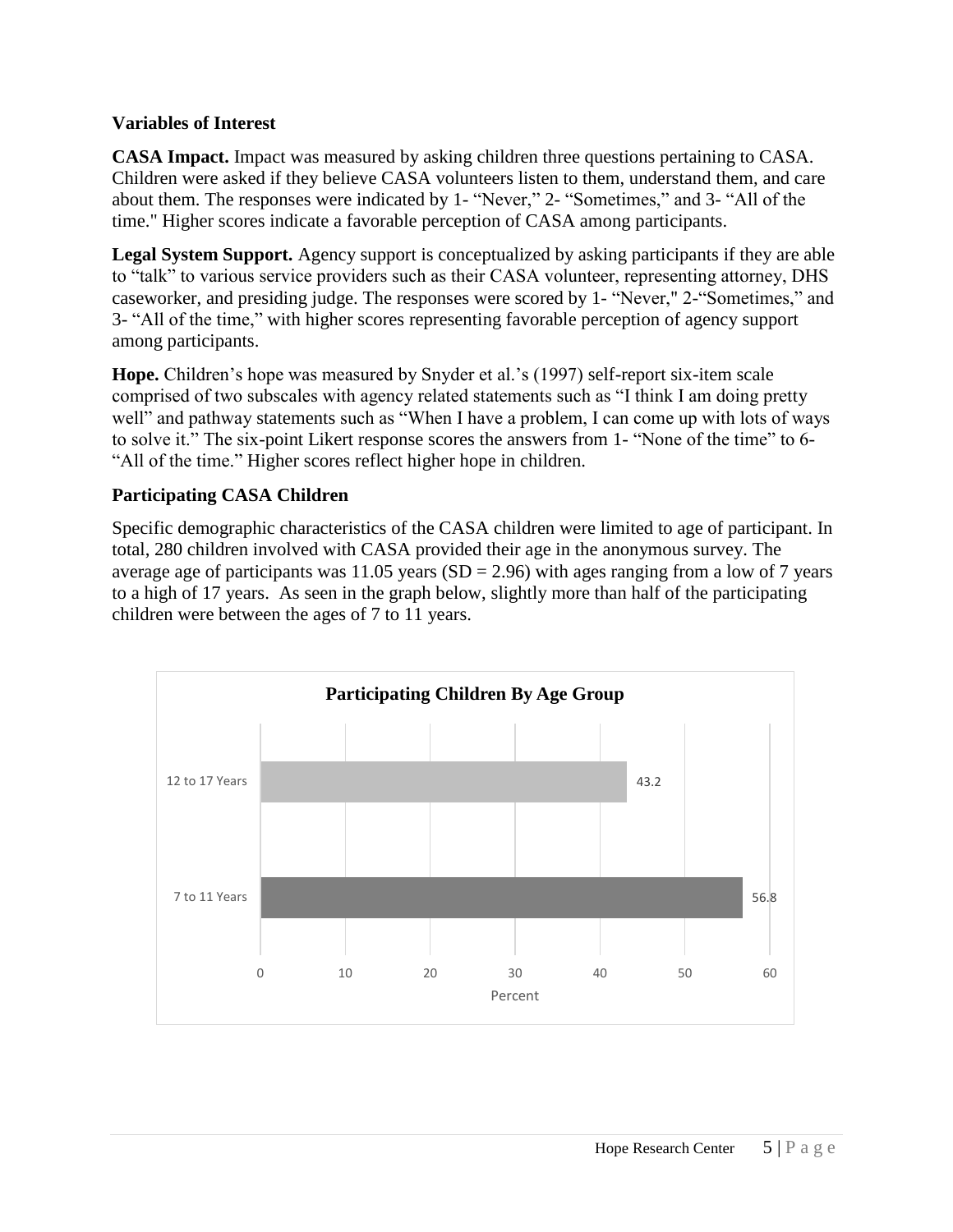## Variables of Interest

**CASA Impact.** Impact was measured by asking children three questions pertaining to CASA. Children were asked if they believe CASA volunteers listen to them, understand them, and care about them. The responses were indicated by 1- "Never," 2- "Sometimes," and 3- "All of the time." Higher scores indicate a favorable perception of CASA among participants.

**Legal System Support.** Agency support is conceptualized by asking participants if they are able to "talk" to various service providers such as their CASA volunteer, representing attorney, DHS caseworker, and presiding judge. The responses were scored by 1- "Never," 2-"Sometimes," and 3- "All of the time," with higher scores representing favorable perception of agency support among participants.

**Hope.** Children's hope was measured by Snyder et al.'s (1997) self-report six-item scale comprised of two subscales with agency related statements such as "I think I am doing pretty well" and pathway statements such as "When I have a problem, I can come up with lots of ways to solve it." The six-point Likert response scores the answers from 1- "None of the time" to 6- "All of the time." Higher scores reflect higher hope in children.

## Participating CASA Children

Specific demographic characteristics of the CASA children were limited to age of participant. In total, 280 children involved with CASA provided their age in the anonymous survey. The average age of participants was 11.05 years (SD = 2.96) with ages ranging from a low of 7 years to a high of 17 years. As seen in the graph below, slightly more than half of the participating children were between the ages of 7 to 11 years.

**Participating Children By Age Group**

| Age Group | Percent |
|---|---|
| 12 to 17 Years | 43.2 |
| 7 to 11 Years | 56.8 |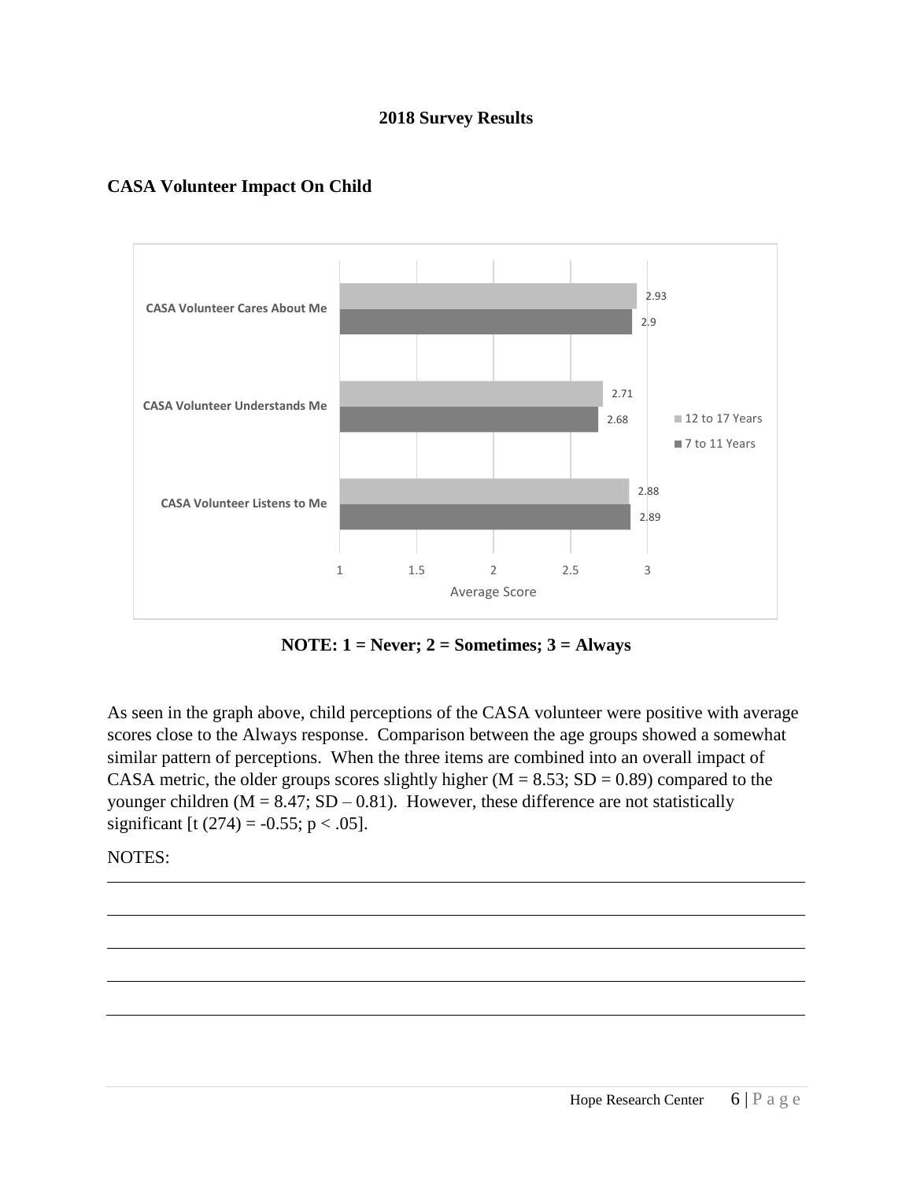**2018 Survey Results**

## CASA Volunteer Impact On Child

| | 12 to 17 Years | 7 to 11 Years |
|---|---|---|
| CASA Volunteer Cares About Me | 2.93 | 2.9 |
| CASA Volunteer Understands Me | 2.71 | 2.68 |
| CASA Volunteer Listens to Me | 2.88 | 2.89 |

Average Score

**NOTE: 1 = Never; 2 = Sometimes; 3 = Always**

As seen in the graph above, child perceptions of the CASA volunteer were positive with average scores close to the Always response. Comparison between the age groups showed a somewhat similar pattern of perceptions. When the three items are combined into an overall impact of CASA metric, the older groups scores slightly higher ($M = 8.53$; $SD = 0.89$) compared to the younger children ($M = 8.47$; $SD – 0.81$). However, these difference are not statistically significant [$t (274) = -0.55$; $p < .05$].

NOTES: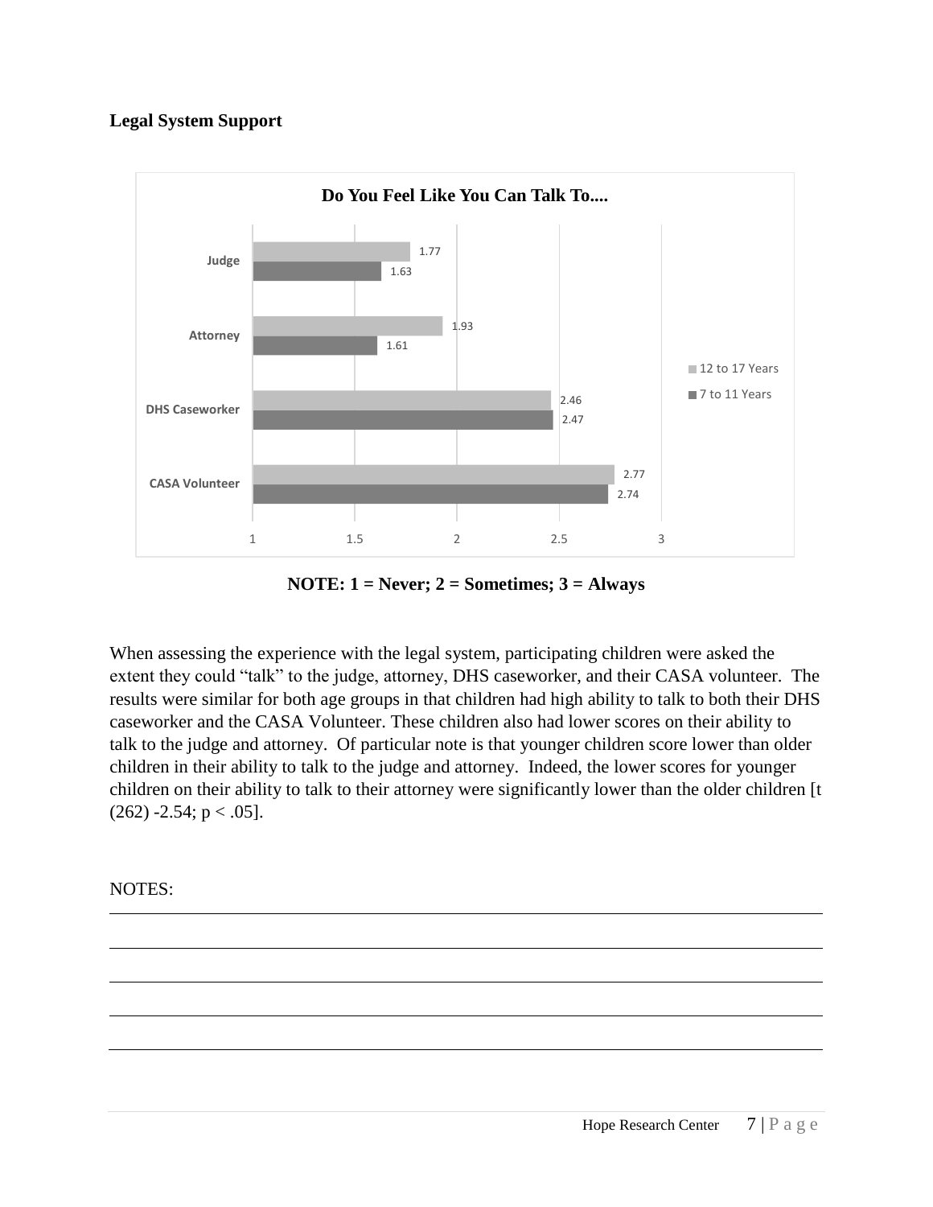### Legal System Support

**Do You Feel Like You Can Talk To....**

| | 12 to 17 Years | 7 to 11 Years |
|---|---|---|
| Judge | 1.77 | 1.63 |
| Attorney | 1.93 | 1.61 |
| DHS Caseworker | 2.46 | 2.47 |
| CASA Volunteer | 2.77 | 2.74 |

**NOTE: 1 = Never; 2 = Sometimes; 3 = Always**

When assessing the experience with the legal system, participating children were asked the extent they could "talk" to the judge, attorney, DHS caseworker, and their CASA volunteer. The results were similar for both age groups in that children had high ability to talk to both their DHS caseworker and the CASA Volunteer. These children also had lower scores on their ability to talk to the judge and attorney. Of particular note is that younger children score lower than older children in their ability to talk to the judge and attorney. Indeed, the lower scores for younger children on their ability to talk to their attorney were significantly lower than the older children [$t_{(262)}$ -2.54; $p < .05$].

NOTES: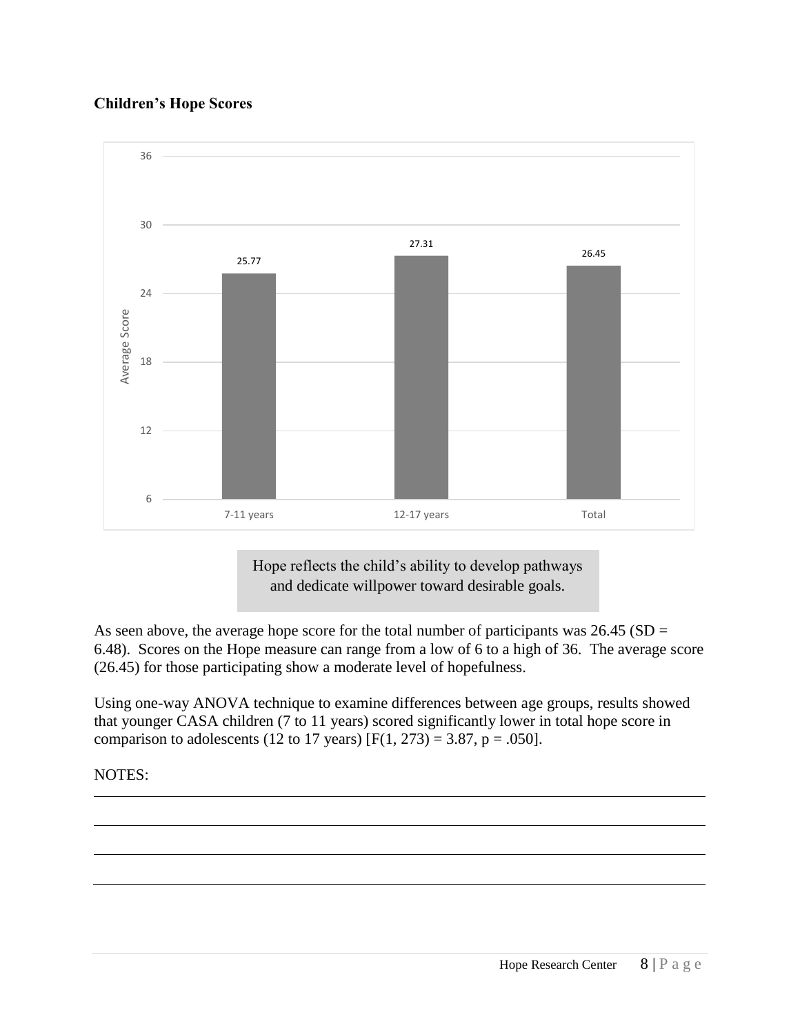**Children's Hope Scores**

| | 7-11 years | 12-17 years | Total |
|---|---|---|---|
| Average Score | 25.77 | 27.31 | 26.45 |

Hope reflects the child's ability to develop pathways and dedicate willpower toward desirable goals.

As seen above, the average hope score for the total number of participants was 26.45 ($SD = 6.48$). Scores on the Hope measure can range from a low of 6 to a high of 36. The average score (26.45) for those participating show a moderate level of hopefulness.

Using one-way ANOVA technique to examine differences between age groups, results showed that younger CASA children (7 to 11 years) scored significantly lower in total hope score in comparison to adolescents (12 to 17 years) [$F(1, 273) = 3.87$, $p = .050$].

NOTES: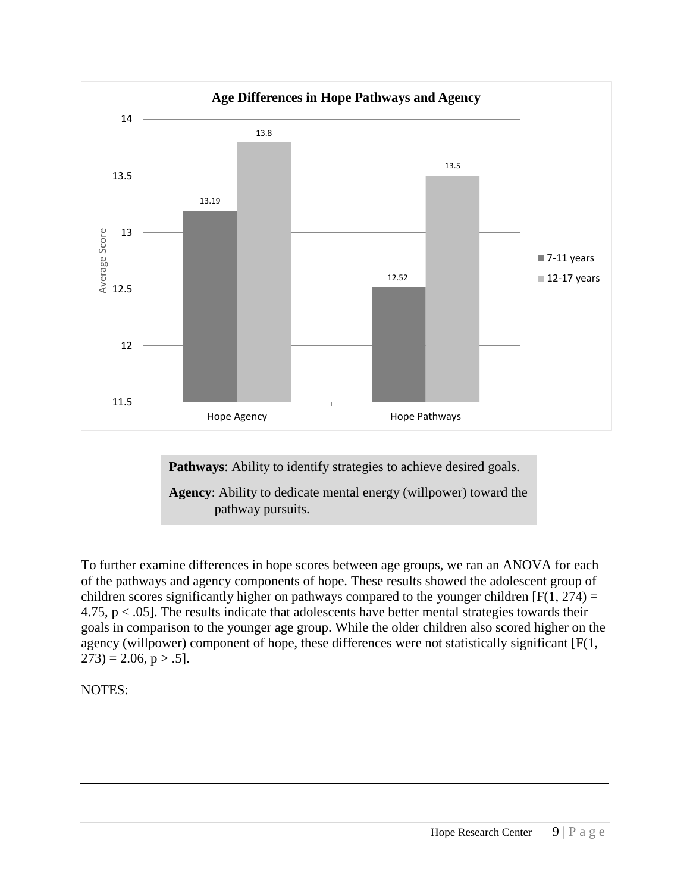**Age Differences in Hope Pathways and Agency**

| | 7-11 years | 12-17 years |
|---|---|---|
| Hope Agency | 13.19 | 13.8 |
| Hope Pathways | 12.52 | 13.5 |

**Pathways**: Ability to identify strategies to achieve desired goals.

**Agency**: Ability to dedicate mental energy (willpower) toward the pathway pursuits.

To further examine differences in hope scores between age groups, we ran an ANOVA for each of the pathways and agency components of hope. These results showed the adolescent group of children scores significantly higher on pathways compared to the younger children [$F(1, 274) = 4.75$, $p < .05$]. The results indicate that adolescents have better mental strategies towards their goals in comparison to the younger age group. While the older children also scored higher on the agency (willpower) component of hope, these differences were not statistically significant [$F(1, 273) = 2.06$, $p > .5$].

NOTES: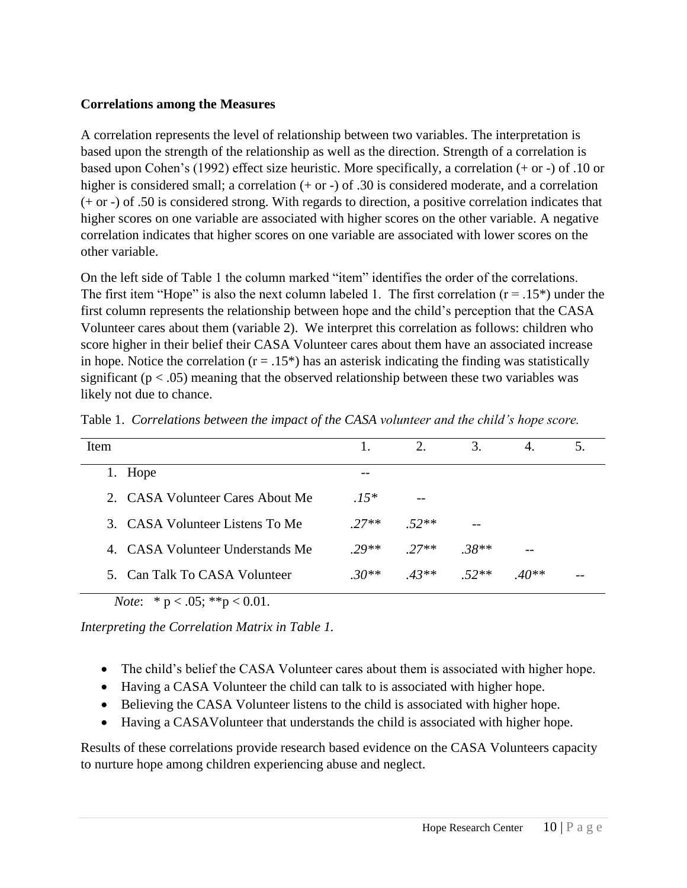**Correlations among the Measures**

A correlation represents the level of relationship between two variables. The interpretation is based upon the strength of the relationship as well as the direction. Strength of a correlation is based upon Cohen's (1992) effect size heuristic. More specifically, a correlation (+ or -) of .10 or higher is considered small; a correlation (+ or -) of .30 is considered moderate, and a correlation (+ or -) of .50 is considered strong. With regards to direction, a positive correlation indicates that higher scores on one variable are associated with higher scores on the other variable. A negative correlation indicates that higher scores on one variable are associated with lower scores on the other variable.

On the left side of Table 1 the column marked "item" identifies the order of the correlations. The first item "Hope" is also the next column labeled 1. The first correlation ($r = .15^*$) under the first column represents the relationship between hope and the child's perception that the CASA Volunteer cares about them (variable 2). We interpret this correlation as follows: children who score higher in their belief their CASA Volunteer cares about them have an associated increase in hope. Notice the correlation ($r = .15^*$) has an asterisk indicating the finding was statistically significant ($p < .05$) meaning that the observed relationship between these two variables was likely not due to chance.

Table 1. *Correlations between the impact of the CASA volunteer and the child's hope score.*

| Item | 1. | 2. | 3. | 4. | 5. |
|---|---|---|---|---|---|
| 1. Hope | -- | | | | |
| 2. CASA Volunteer Cares About Me | *.15** | -- | | | |
| 3. CASA Volunteer Listens To Me | *.27*** | *.52*** | -- | | |
| 4. CASA Volunteer Understands Me | *.29*** | *.27*** | *.38*** | -- | |
| 5. Can Talk To CASA Volunteer | *.30*** | *.43*** | *.52*** | *.40*** | -- |

*Note*: * $p < .05$; ** $p < 0.01$.

*Interpreting the Correlation Matrix in Table 1.*

- The child's belief the CASA Volunteer cares about them is associated with higher hope.
- Having a CASA Volunteer the child can talk to is associated with higher hope.
- Believing the CASA Volunteer listens to the child is associated with higher hope.
- Having a CASAVolunteer that understands the child is associated with higher hope.

Results of these correlations provide research based evidence on the CASA Volunteers capacity to nurture hope among children experiencing abuse and neglect.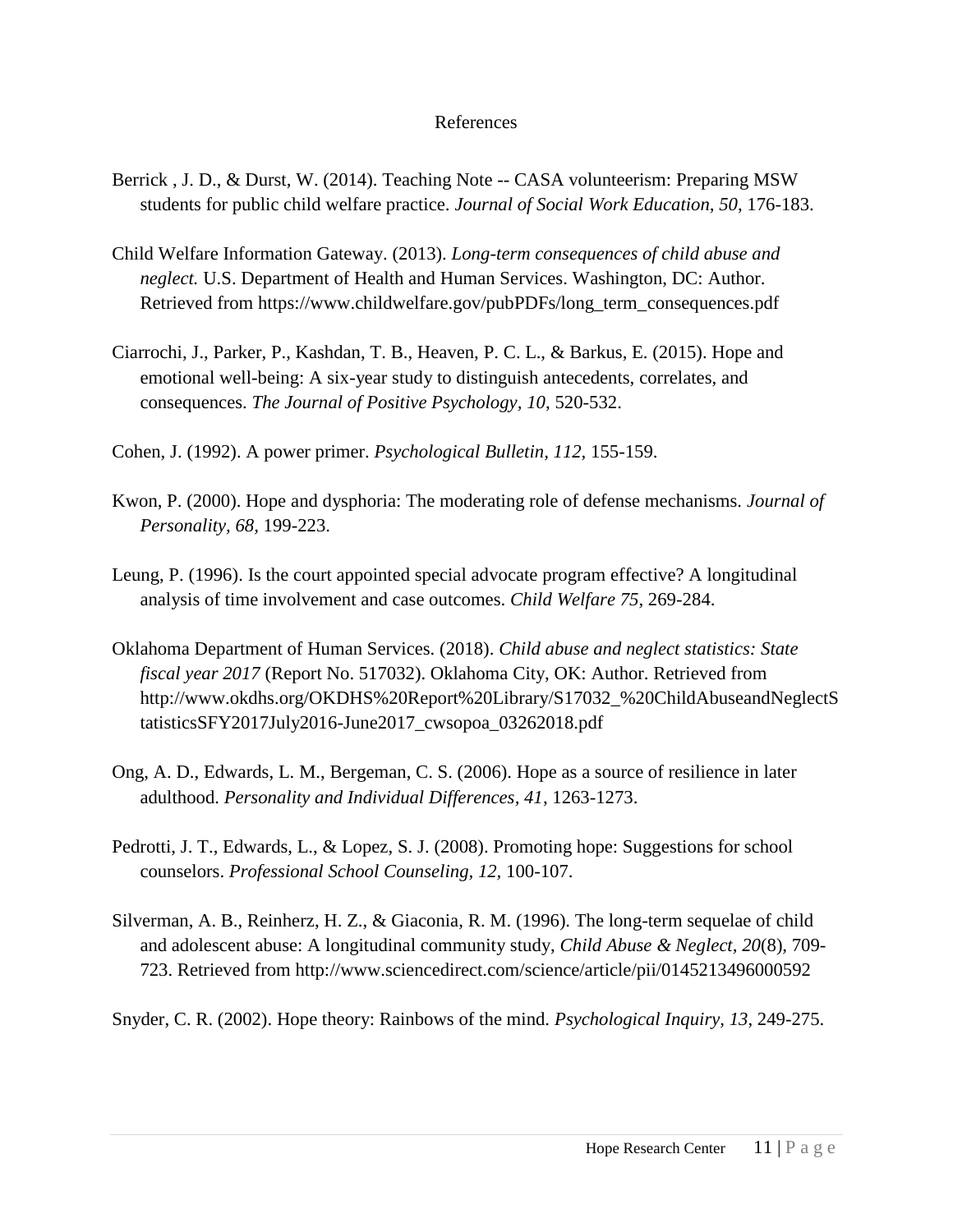# References

Berrick , J. D., & Durst, W. (2014). Teaching Note -- CASA volunteerism: Preparing MSW students for public child welfare practice. *Journal of Social Work Education*, *50*, 176-183.

Child Welfare Information Gateway. (2013). *Long-term consequences of child abuse and neglect.* U.S. Department of Health and Human Services. Washington, DC: Author. Retrieved from https://www.childwelfare.gov/pubPDFs/long_term_consequences.pdf

Ciarrochi, J., Parker, P., Kashdan, T. B., Heaven, P. C. L., & Barkus, E. (2015). Hope and emotional well-being: A six-year study to distinguish antecedents, correlates, and consequences. *The Journal of Positive Psychology, 10*, 520-532.

Cohen, J. (1992). A power primer. *Psychological Bulletin, 112,* 155-159.

Kwon, P. (2000). Hope and dysphoria: The moderating role of defense mechanisms. *Journal of Personality, 68,* 199-223.

Leung, P. (1996). Is the court appointed special advocate program effective? A longitudinal analysis of time involvement and case outcomes. *Child Welfare 75,* 269-284.

Oklahoma Department of Human Services. (2018). *Child abuse and neglect statistics: State fiscal year 2017* (Report No. 517032). Oklahoma City, OK: Author. Retrieved from http://www.okdhs.org/OKDHS%20Report%20Library/S17032_%20ChildAbuseandNeglectStatisticsSFY2017July2016-June2017_cwsopoa_03262018.pdf

Ong, A. D., Edwards, L. M., Bergeman, C. S. (2006). Hope as a source of resilience in later adulthood. *Personality and Individual Differences, 41*, 1263-1273.

Pedrotti, J. T., Edwards, L., & Lopez, S. J. (2008). Promoting hope: Suggestions for school counselors. *Professional School Counseling, 12,* 100-107.

Silverman, A. B., Reinherz, H. Z., & Giaconia, R. M. (1996). The long-term sequelae of child and adolescent abuse: A longitudinal community study, *Child Abuse & Neglect, 20*(8), 709-723. Retrieved from http://www.sciencedirect.com/science/article/pii/0145213496000592

Snyder, C. R. (2002). Hope theory: Rainbows of the mind. *Psychological Inquiry, 13*, 249-275.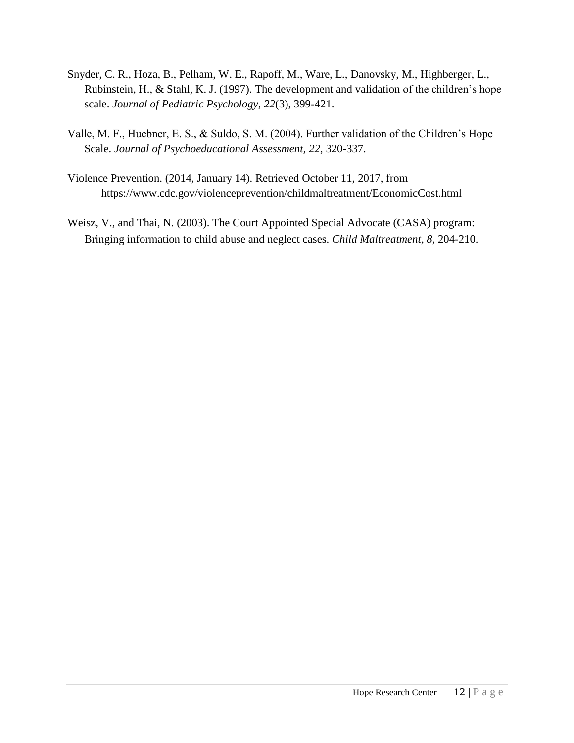Snyder, C. R., Hoza, B., Pelham, W. E., Rapoff, M., Ware, L., Danovsky, M., Highberger, L., Rubinstein, H., & Stahl, K. J. (1997). The development and validation of the children's hope scale. *Journal of Pediatric Psychology*, *22*(3), 399-421.

Valle, M. F., Huebner, E. S., & Suldo, S. M. (2004). Further validation of the Children's Hope Scale. *Journal of Psychoeducational Assessment*, *22*, 320-337.

Violence Prevention. (2014, January 14). Retrieved October 11, 2017, from https://www.cdc.gov/violenceprevention/childmaltreatment/EconomicCost.html

Weisz, V., and Thai, N. (2003). The Court Appointed Special Advocate (CASA) program: Bringing information to child abuse and neglect cases. *Child Maltreatment, 8,* 204-210.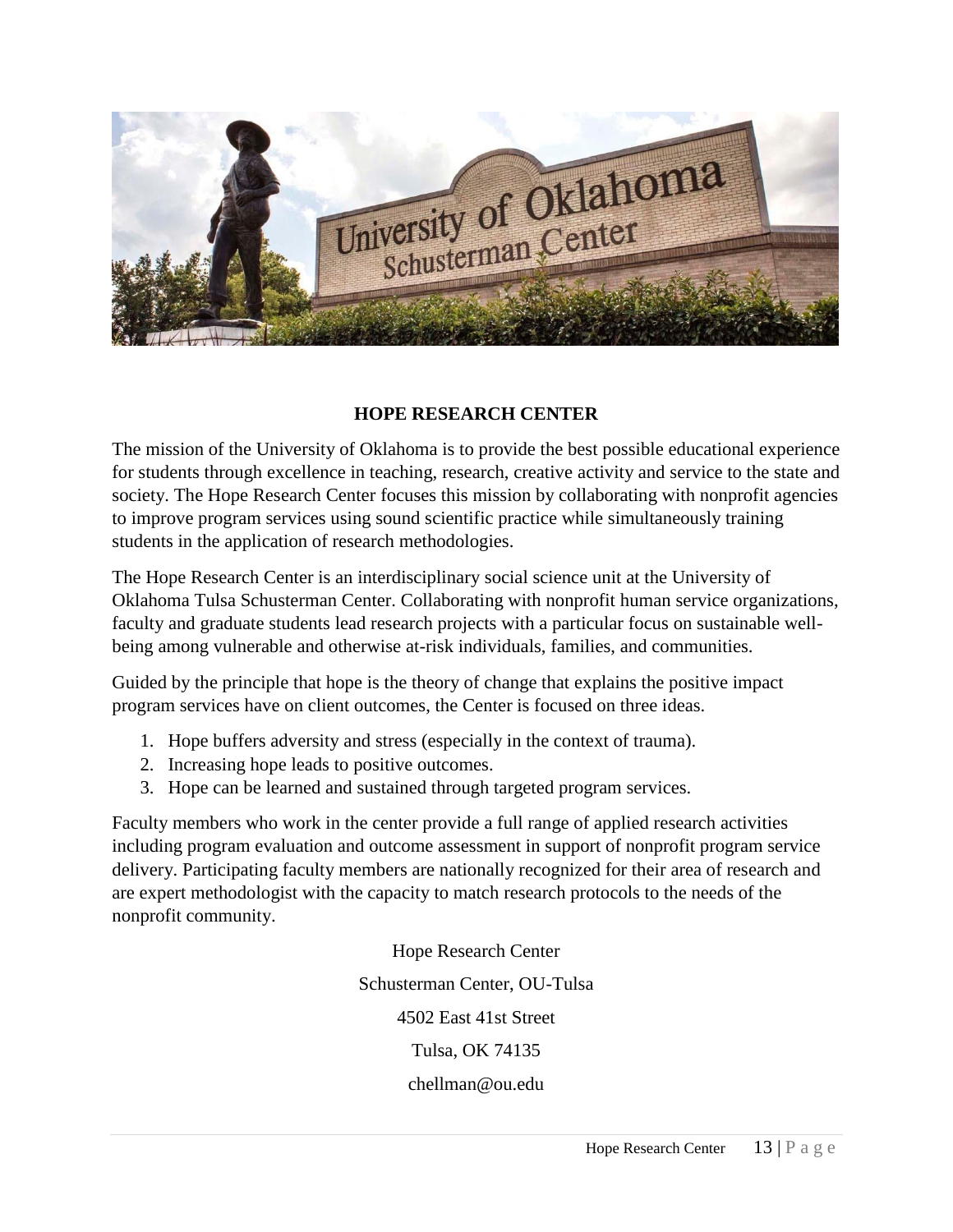## HOPE RESEARCH CENTER

The mission of the University of Oklahoma is to provide the best possible educational experience for students through excellence in teaching, research, creative activity and service to the state and society. The Hope Research Center focuses this mission by collaborating with nonprofit agencies to improve program services using sound scientific practice while simultaneously training students in the application of research methodologies.

The Hope Research Center is an interdisciplinary social science unit at the University of Oklahoma Tulsa Schusterman Center. Collaborating with nonprofit human service organizations, faculty and graduate students lead research projects with a particular focus on sustainable well-being among vulnerable and otherwise at-risk individuals, families, and communities.

Guided by the principle that hope is the theory of change that explains the positive impact program services have on client outcomes, the Center is focused on three ideas.

1. Hope buffers adversity and stress (especially in the context of trauma).
2. Increasing hope leads to positive outcomes.
3. Hope can be learned and sustained through targeted program services.

Faculty members who work in the center provide a full range of applied research activities including program evaluation and outcome assessment in support of nonprofit program service delivery. Participating faculty members are nationally recognized for their area of research and are expert methodologist with the capacity to match research protocols to the needs of the nonprofit community.

Hope Research Center

Schusterman Center, OU-Tulsa

4502 East 41st Street

Tulsa, OK 74135

chellman@ou.edu